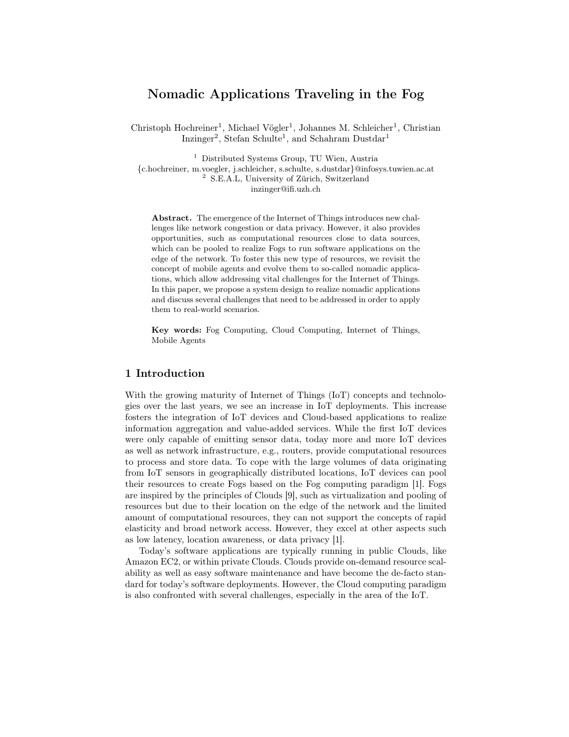# Nomadic Applications Traveling in the Fog

Christoph Hochreiner[1], Michael Vögler[1], Johannes M. Schleicher[1], Christian Inzinger[2], Stefan Schulte[1], and Schahram Dustdar[1]

[1] Distributed Systems Group, TU Wien, Austria
{c.hochreiner, m.voegler, j.schleicher, s.schulte, s.dustdar}@infosys.tuwien.ac.at
[2] S.E.A.L, University of Zürich, Switzerland
inzinger@ifi.uzh.ch

**Abstract.** The emergence of the Internet of Things introduces new challenges like network congestion or data privacy. However, it also provides opportunities, such as computational resources close to data sources, which can be pooled to realize Fogs to run software applications on the edge of the network. To foster this new type of resources, we revisit the concept of mobile agents and evolve them to so-called nomadic applications, which allow addressing vital challenges for the Internet of Things. In this paper, we propose a system design to realize nomadic applications and discuss several challenges that need to be addressed in order to apply them to real-world scenarios.

**Key words:** Fog Computing, Cloud Computing, Internet of Things, Mobile Agents

## 1 Introduction

With the growing maturity of Internet of Things (IoT) concepts and technologies over the last years, we see an increase in IoT deployments. This increase fosters the integration of IoT devices and Cloud-based applications to realize information aggregation and value-added services. While the first IoT devices were only capable of emitting sensor data, today more and more IoT devices as well as network infrastructure, e.g., routers, provide computational resources to process and store data. To cope with the large volumes of data originating from IoT sensors in geographically distributed locations, IoT devices can pool their resources to create Fogs based on the Fog computing paradigm [1]. Fogs are inspired by the principles of Clouds [9], such as virtualization and pooling of resources but due to their location on the edge of the network and the limited amount of computational resources, they can not support the concepts of rapid elasticity and broad network access. However, they excel at other aspects such as low latency, location awareness, or data privacy [1].

Today's software applications are typically running in public Clouds, like Amazon EC2, or within private Clouds. Clouds provide on-demand resource scalability as well as easy software maintenance and have become the de-facto standard for today's software deployments. However, the Cloud computing paradigm is also confronted with several challenges, especially in the area of the IoT.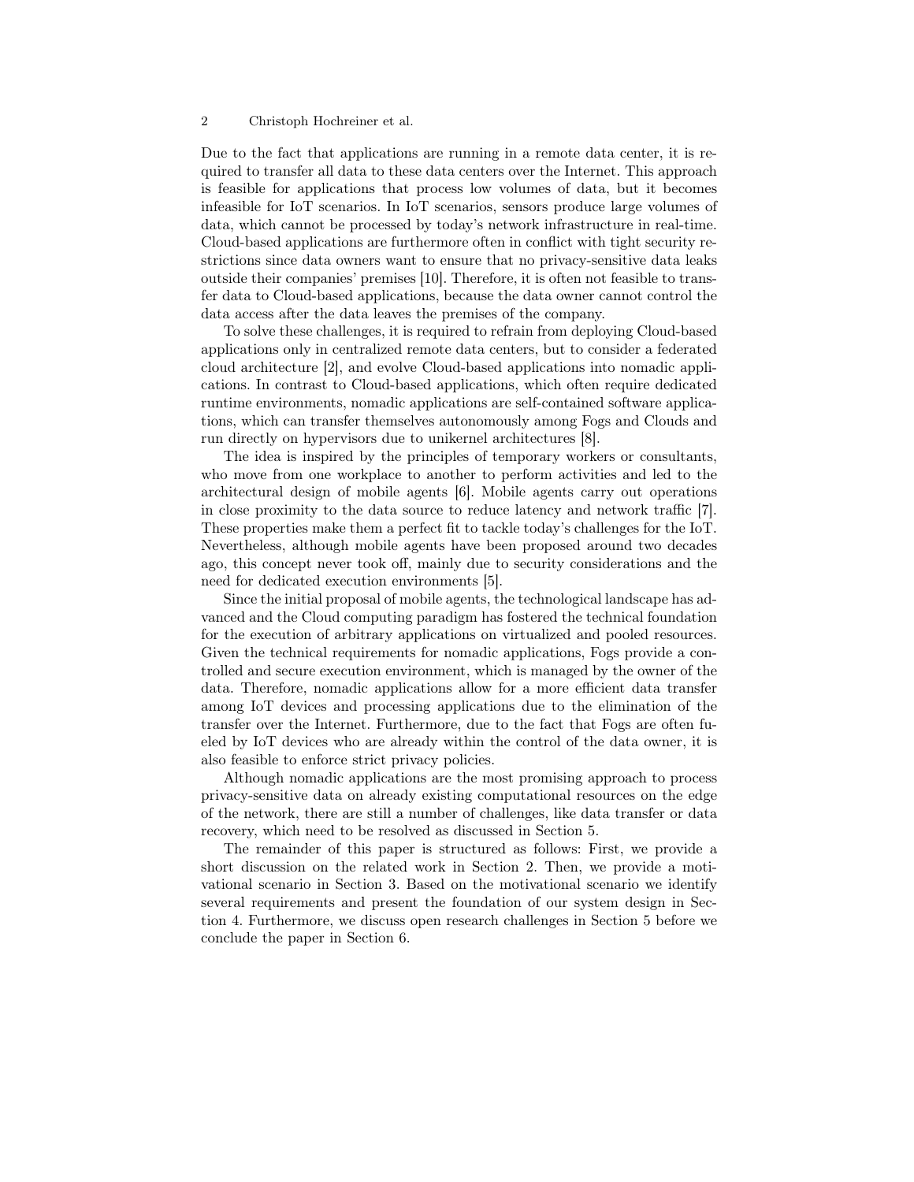Due to the fact that applications are running in a remote data center, it is required to transfer all data to these data centers over the Internet. This approach is feasible for applications that process low volumes of data, but it becomes infeasible for IoT scenarios. In IoT scenarios, sensors produce large volumes of data, which cannot be processed by today's network infrastructure in real-time. Cloud-based applications are furthermore often in conflict with tight security restrictions since data owners want to ensure that no privacy-sensitive data leaks outside their companies' premises [10]. Therefore, it is often not feasible to transfer data to Cloud-based applications, because the data owner cannot control the data access after the data leaves the premises of the company.

To solve these challenges, it is required to refrain from deploying Cloud-based applications only in centralized remote data centers, but to consider a federated cloud architecture [2], and evolve Cloud-based applications into nomadic applications. In contrast to Cloud-based applications, which often require dedicated runtime environments, nomadic applications are self-contained software applications, which can transfer themselves autonomously among Fogs and Clouds and run directly on hypervisors due to unikernel architectures [8].

The idea is inspired by the principles of temporary workers or consultants, who move from one workplace to another to perform activities and led to the architectural design of mobile agents [6]. Mobile agents carry out operations in close proximity to the data source to reduce latency and network traffic [7]. These properties make them a perfect fit to tackle today's challenges for the IoT. Nevertheless, although mobile agents have been proposed around two decades ago, this concept never took off, mainly due to security considerations and the need for dedicated execution environments [5].

Since the initial proposal of mobile agents, the technological landscape has advanced and the Cloud computing paradigm has fostered the technical foundation for the execution of arbitrary applications on virtualized and pooled resources. Given the technical requirements for nomadic applications, Fogs provide a controlled and secure execution environment, which is managed by the owner of the data. Therefore, nomadic applications allow for a more efficient data transfer among IoT devices and processing applications due to the elimination of the transfer over the Internet. Furthermore, due to the fact that Fogs are often fueled by IoT devices who are already within the control of the data owner, it is also feasible to enforce strict privacy policies.

Although nomadic applications are the most promising approach to process privacy-sensitive data on already existing computational resources on the edge of the network, there are still a number of challenges, like data transfer or data recovery, which need to be resolved as discussed in Section 5.

The remainder of this paper is structured as follows: First, we provide a short discussion on the related work in Section 2. Then, we provide a motivational scenario in Section 3. Based on the motivational scenario we identify several requirements and present the foundation of our system design in Section 4. Furthermore, we discuss open research challenges in Section 5 before we conclude the paper in Section 6.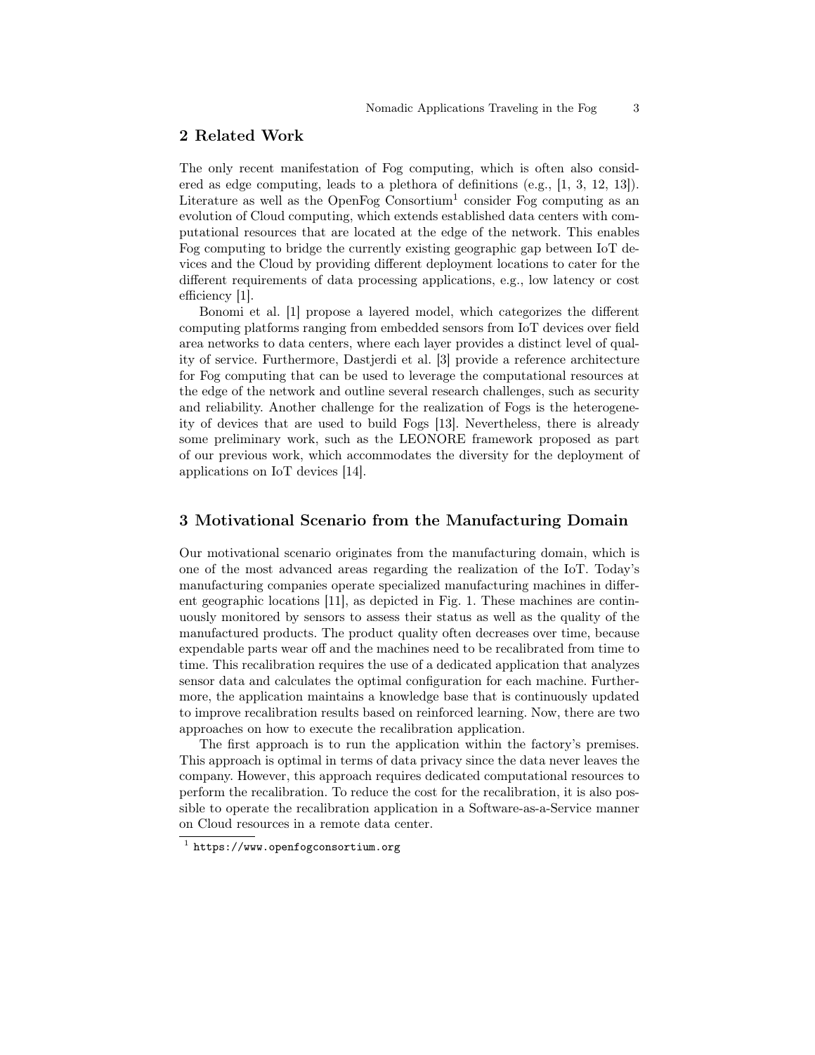## 2 Related Work

The only recent manifestation of Fog computing, which is often also considered as edge computing, leads to a plethora of definitions (e.g., [1, 3, 12, 13]). Literature as well as the OpenFog Consortium[1] consider Fog computing as an evolution of Cloud computing, which extends established data centers with computational resources that are located at the edge of the network. This enables Fog computing to bridge the currently existing geographic gap between IoT devices and the Cloud by providing different deployment locations to cater for the different requirements of data processing applications, e.g., low latency or cost efficiency [1].

Bonomi et al. [1] propose a layered model, which categorizes the different computing platforms ranging from embedded sensors from IoT devices over field area networks to data centers, where each layer provides a distinct level of quality of service. Furthermore, Dastjerdi et al. [3] provide a reference architecture for Fog computing that can be used to leverage the computational resources at the edge of the network and outline several research challenges, such as security and reliability. Another challenge for the realization of Fogs is the heterogeneity of devices that are used to build Fogs [13]. Nevertheless, there is already some preliminary work, such as the LEONORE framework proposed as part of our previous work, which accommodates the diversity for the deployment of applications on IoT devices [14].

## 3 Motivational Scenario from the Manufacturing Domain

Our motivational scenario originates from the manufacturing domain, which is one of the most advanced areas regarding the realization of the IoT. Today's manufacturing companies operate specialized manufacturing machines in different geographic locations [11], as depicted in Fig. 1. These machines are continuously monitored by sensors to assess their status as well as the quality of the manufactured products. The product quality often decreases over time, because expendable parts wear off and the machines need to be recalibrated from time to time. This recalibration requires the use of a dedicated application that analyzes sensor data and calculates the optimal configuration for each machine. Furthermore, the application maintains a knowledge base that is continuously updated to improve recalibration results based on reinforced learning. Now, there are two approaches on how to execute the recalibration application.

The first approach is to run the application within the factory's premises. This approach is optimal in terms of data privacy since the data never leaves the company. However, this approach requires dedicated computational resources to perform the recalibration. To reduce the cost for the recalibration, it is also possible to operate the recalibration application in a Software-as-a-Service manner on Cloud resources in a remote data center.

[1] `https://www.openfogconsortium.org`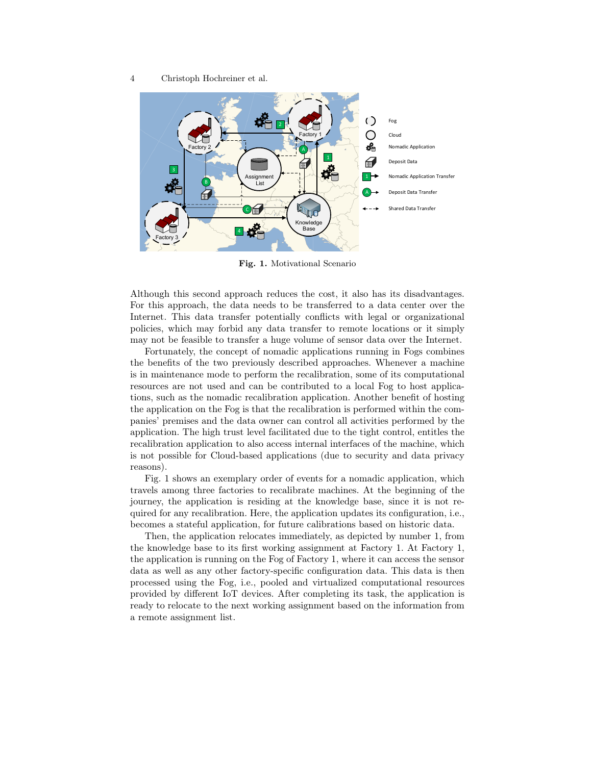Fog

Cloud

Nomadic Application

Deposit Data

Nomadic Application Transfer

Deposit Data Transfer

Shared Data Transfer

Factory 1

Factory 2

Factory 3

Assignment List

Knowledge Base

1

2

3

4

A

B

C

**Fig. 1.** Motivational Scenario

Although this second approach reduces the cost, it also has its disadvantages. For this approach, the data needs to be transferred to a data center over the Internet. This data transfer potentially conflicts with legal or organizational policies, which may forbid any data transfer to remote locations or it simply may not be feasible to transfer a huge volume of sensor data over the Internet.

Fortunately, the concept of nomadic applications running in Fogs combines the benefits of the two previously described approaches. Whenever a machine is in maintenance mode to perform the recalibration, some of its computational resources are not used and can be contributed to a local Fog to host applications, such as the nomadic recalibration application. Another benefit of hosting the application on the Fog is that the recalibration is performed within the companies' premises and the data owner can control all activities performed by the application. The high trust level facilitated due to the tight control, entitles the recalibration application to also access internal interfaces of the machine, which is not possible for Cloud-based applications (due to security and data privacy reasons).

Fig. 1 shows an exemplary order of events for a nomadic application, which travels among three factories to recalibrate machines. At the beginning of the journey, the application is residing at the knowledge base, since it is not required for any recalibration. Here, the application updates its configuration, i.e., becomes a stateful application, for future calibrations based on historic data.

Then, the application relocates immediately, as depicted by number 1, from the knowledge base to its first working assignment at Factory 1. At Factory 1, the application is running on the Fog of Factory 1, where it can access the sensor data as well as any other factory-specific configuration data. This data is then processed using the Fog, i.e., pooled and virtualized computational resources provided by different IoT devices. After completing its task, the application is ready to relocate to the next working assignment based on the information from a remote assignment list.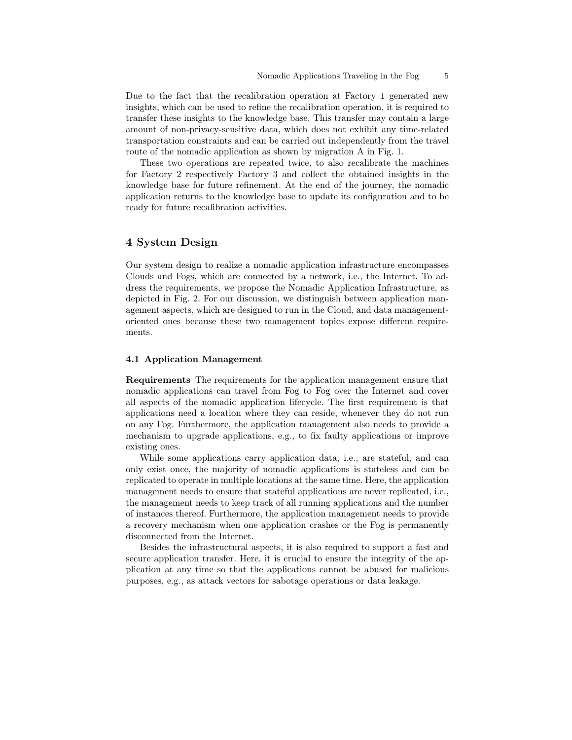Due to the fact that the recalibration operation at Factory 1 generated new insights, which can be used to refine the recalibration operation, it is required to transfer these insights to the knowledge base. This transfer may contain a large amount of non-privacy-sensitive data, which does not exhibit any time-related transportation constraints and can be carried out independently from the travel route of the nomadic application as shown by migration A in Fig. 1.

These two operations are repeated twice, to also recalibrate the machines for Factory 2 respectively Factory 3 and collect the obtained insights in the knowledge base for future refinement. At the end of the journey, the nomadic application returns to the knowledge base to update its configuration and to be ready for future recalibration activities.

## 4 System Design

Our system design to realize a nomadic application infrastructure encompasses Clouds and Fogs, which are connected by a network, i.e., the Internet. To address the requirements, we propose the Nomadic Application Infrastructure, as depicted in Fig. 2. For our discussion, we distinguish between application management aspects, which are designed to run in the Cloud, and data management-oriented ones because these two management topics expose different requirements.

### 4.1 Application Management

**Requirements** The requirements for the application management ensure that nomadic applications can travel from Fog to Fog over the Internet and cover all aspects of the nomadic application lifecycle. The first requirement is that applications need a location where they can reside, whenever they do not run on any Fog. Furthermore, the application management also needs to provide a mechanism to upgrade applications, e.g., to fix faulty applications or improve existing ones.

While some applications carry application data, i.e., are stateful, and can only exist once, the majority of nomadic applications is stateless and can be replicated to operate in multiple locations at the same time. Here, the application management needs to ensure that stateful applications are never replicated, i.e., the management needs to keep track of all running applications and the number of instances thereof. Furthermore, the application management needs to provide a recovery mechanism when one application crashes or the Fog is permanently disconnected from the Internet.

Besides the infrastructural aspects, it is also required to support a fast and secure application transfer. Here, it is crucial to ensure the integrity of the application at any time so that the applications cannot be abused for malicious purposes, e.g., as attack vectors for sabotage operations or data leakage.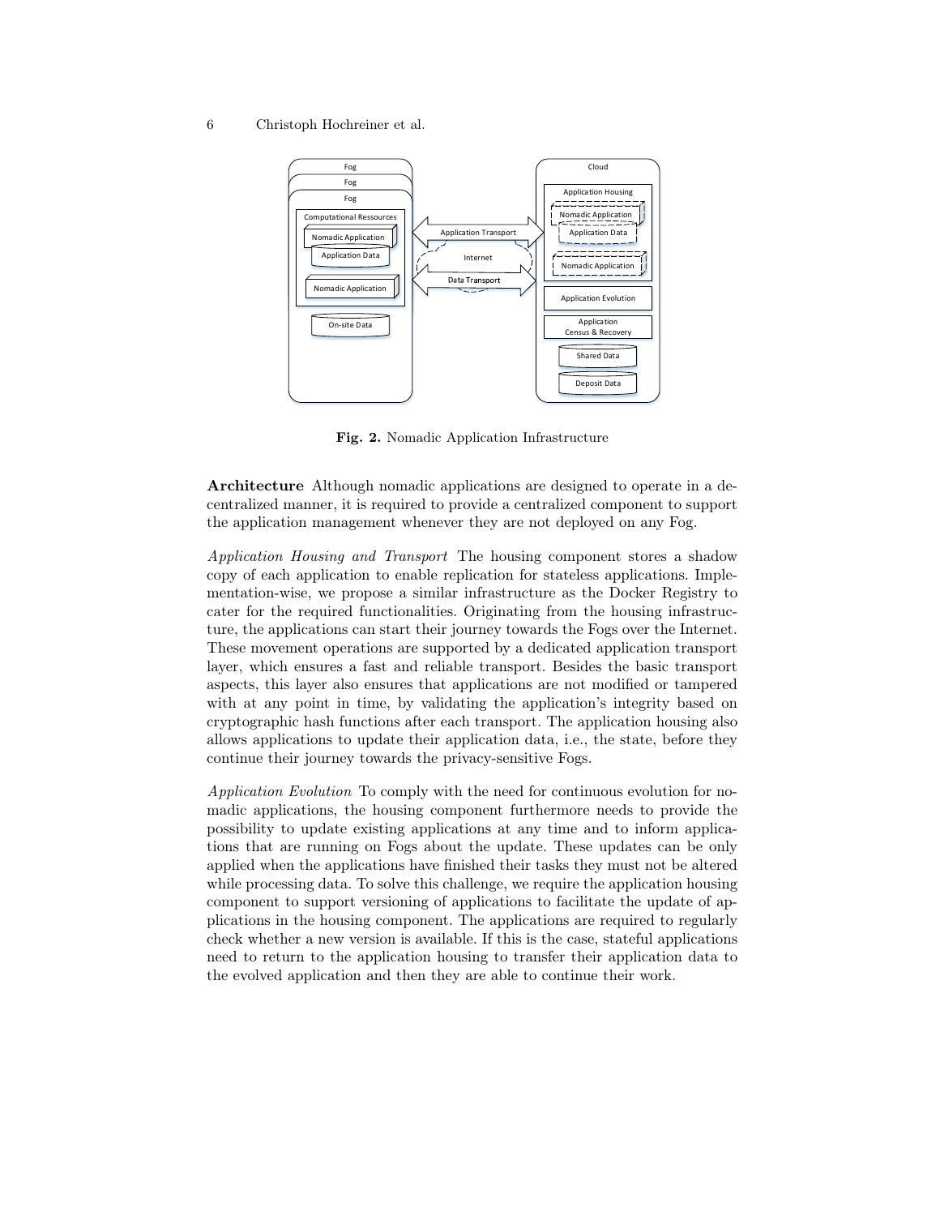Fog

Fog

Fog

Computational Ressources

Nomadic Application

Application Data

Nomadic Application

On-site Data

Application Transport

Internet

Data Transport

Cloud

Application Housing

Nomadic Application

Application Data

Nomadic Application

Application Evolution

Application Census & Recovery

Shared Data

Deposit Data

**Fig. 2.** Nomadic Application Infrastructure

**Architecture** Although nomadic applications are designed to operate in a decentralized manner, it is required to provide a centralized component to support the application management whenever they are not deployed on any Fog.

*Application Housing and Transport* The housing component stores a shadow copy of each application to enable replication for stateless applications. Implementation-wise, we propose a similar infrastructure as the Docker Registry to cater for the required functionalities. Originating from the housing infrastructure, the applications can start their journey towards the Fogs over the Internet. These movement operations are supported by a dedicated application transport layer, which ensures a fast and reliable transport. Besides the basic transport aspects, this layer also ensures that applications are not modified or tampered with at any point in time, by validating the application's integrity based on cryptographic hash functions after each transport. The application housing also allows applications to update their application data, i.e., the state, before they continue their journey towards the privacy-sensitive Fogs.

*Application Evolution* To comply with the need for continuous evolution for nomadic applications, the housing component furthermore needs to provide the possibility to update existing applications at any time and to inform applications that are running on Fogs about the update. These updates can be only applied when the applications have finished their tasks they must not be altered while processing data. To solve this challenge, we require the application housing component to support versioning of applications to facilitate the update of applications in the housing component. The applications are required to regularly check whether a new version is available. If this is the case, stateful applications need to return to the application housing to transfer their application data to the evolved application and then they are able to continue their work.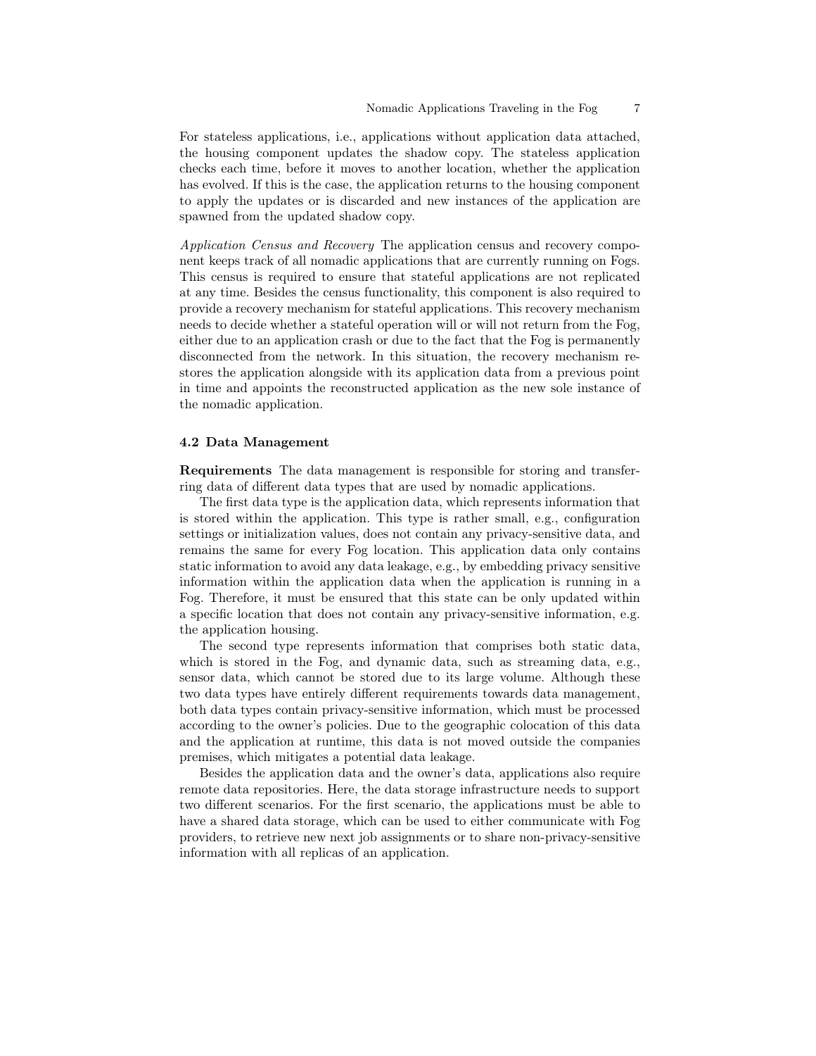For stateless applications, i.e., applications without application data attached, the housing component updates the shadow copy. The stateless application checks each time, before it moves to another location, whether the application has evolved. If this is the case, the application returns to the housing component to apply the updates or is discarded and new instances of the application are spawned from the updated shadow copy.

*Application Census and Recovery* The application census and recovery component keeps track of all nomadic applications that are currently running on Fogs. This census is required to ensure that stateful applications are not replicated at any time. Besides the census functionality, this component is also required to provide a recovery mechanism for stateful applications. This recovery mechanism needs to decide whether a stateful operation will or will not return from the Fog, either due to an application crash or due to the fact that the Fog is permanently disconnected from the network. In this situation, the recovery mechanism restores the application alongside with its application data from a previous point in time and appoints the reconstructed application as the new sole instance of the nomadic application.

### 4.2 Data Management

**Requirements** The data management is responsible for storing and transferring data of different data types that are used by nomadic applications.

The first data type is the application data, which represents information that is stored within the application. This type is rather small, e.g., configuration settings or initialization values, does not contain any privacy-sensitive data, and remains the same for every Fog location. This application data only contains static information to avoid any data leakage, e.g., by embedding privacy sensitive information within the application data when the application is running in a Fog. Therefore, it must be ensured that this state can be only updated within a specific location that does not contain any privacy-sensitive information, e.g. the application housing.

The second type represents information that comprises both static data, which is stored in the Fog, and dynamic data, such as streaming data, e.g., sensor data, which cannot be stored due to its large volume. Although these two data types have entirely different requirements towards data management, both data types contain privacy-sensitive information, which must be processed according to the owner's policies. Due to the geographic colocation of this data and the application at runtime, this data is not moved outside the companies premises, which mitigates a potential data leakage.

Besides the application data and the owner's data, applications also require remote data repositories. Here, the data storage infrastructure needs to support two different scenarios. For the first scenario, the applications must be able to have a shared data storage, which can be used to either communicate with Fog providers, to retrieve new next job assignments or to share non-privacy-sensitive information with all replicas of an application.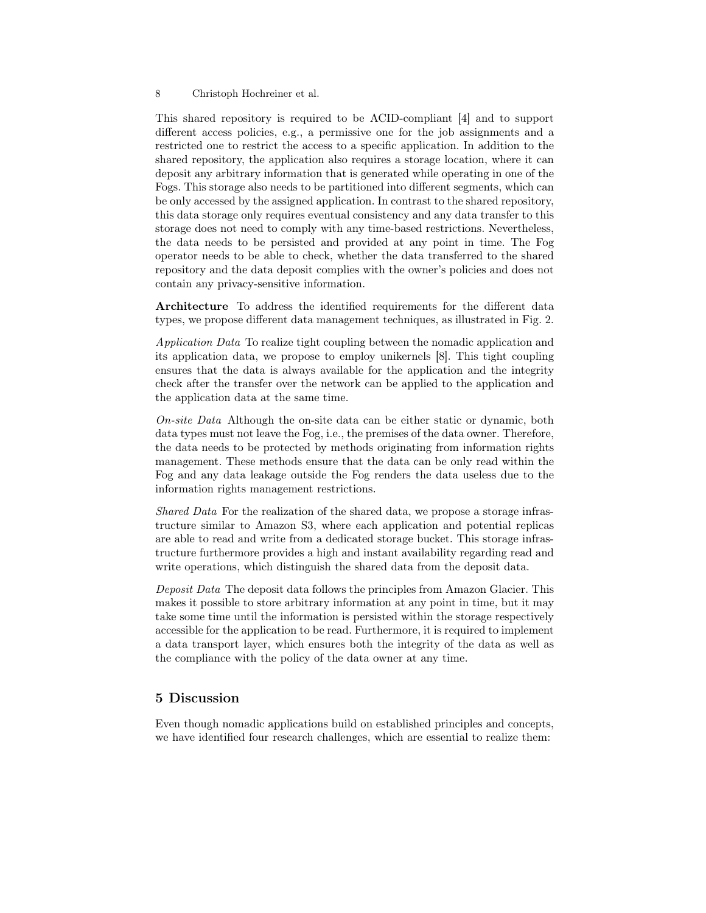This shared repository is required to be ACID-compliant [4] and to support different access policies, e.g., a permissive one for the job assignments and a restricted one to restrict the access to a specific application. In addition to the shared repository, the application also requires a storage location, where it can deposit any arbitrary information that is generated while operating in one of the Fogs. This storage also needs to be partitioned into different segments, which can be only accessed by the assigned application. In contrast to the shared repository, this data storage only requires eventual consistency and any data transfer to this storage does not need to comply with any time-based restrictions. Nevertheless, the data needs to be persisted and provided at any point in time. The Fog operator needs to be able to check, whether the data transferred to the shared repository and the data deposit complies with the owner's policies and does not contain any privacy-sensitive information.

**Architecture** To address the identified requirements for the different data types, we propose different data management techniques, as illustrated in Fig. 2.

*Application Data* To realize tight coupling between the nomadic application and its application data, we propose to employ unikernels [8]. This tight coupling ensures that the data is always available for the application and the integrity check after the transfer over the network can be applied to the application and the application data at the same time.

*On-site Data* Although the on-site data can be either static or dynamic, both data types must not leave the Fog, i.e., the premises of the data owner. Therefore, the data needs to be protected by methods originating from information rights management. These methods ensure that the data can be only read within the Fog and any data leakage outside the Fog renders the data useless due to the information rights management restrictions.

*Shared Data* For the realization of the shared data, we propose a storage infrastructure similar to Amazon S3, where each application and potential replicas are able to read and write from a dedicated storage bucket. This storage infrastructure furthermore provides a high and instant availability regarding read and write operations, which distinguish the shared data from the deposit data.

*Deposit Data* The deposit data follows the principles from Amazon Glacier. This makes it possible to store arbitrary information at any point in time, but it may take some time until the information is persisted within the storage respectively accessible for the application to be read. Furthermore, it is required to implement a data transport layer, which ensures both the integrity of the data as well as the compliance with the policy of the data owner at any time.

## 5 Discussion

Even though nomadic applications build on established principles and concepts, we have identified four research challenges, which are essential to realize them: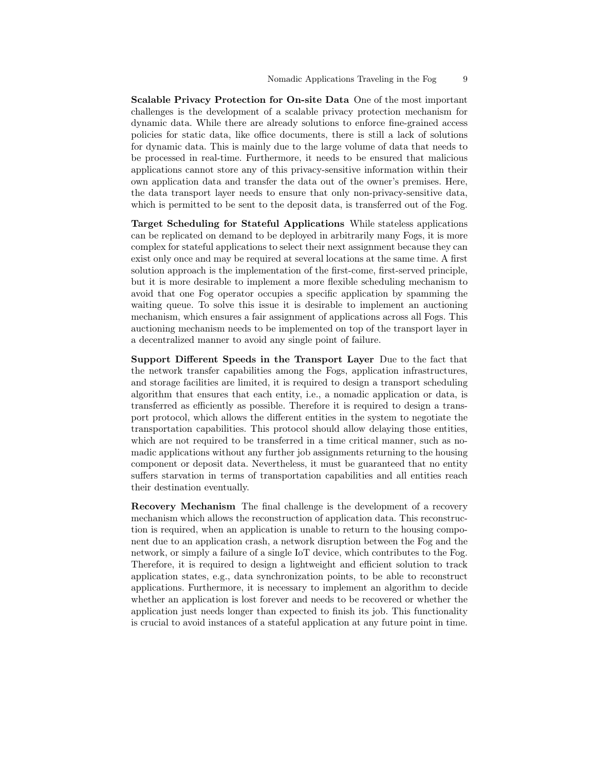**Scalable Privacy Protection for On-site Data** One of the most important challenges is the development of a scalable privacy protection mechanism for dynamic data. While there are already solutions to enforce fine-grained access policies for static data, like office documents, there is still a lack of solutions for dynamic data. This is mainly due to the large volume of data that needs to be processed in real-time. Furthermore, it needs to be ensured that malicious applications cannot store any of this privacy-sensitive information within their own application data and transfer the data out of the owner's premises. Here, the data transport layer needs to ensure that only non-privacy-sensitive data, which is permitted to be sent to the deposit data, is transferred out of the Fog.

**Target Scheduling for Stateful Applications** While stateless applications can be replicated on demand to be deployed in arbitrarily many Fogs, it is more complex for stateful applications to select their next assignment because they can exist only once and may be required at several locations at the same time. A first solution approach is the implementation of the first-come, first-served principle, but it is more desirable to implement a more flexible scheduling mechanism to avoid that one Fog operator occupies a specific application by spamming the waiting queue. To solve this issue it is desirable to implement an auctioning mechanism, which ensures a fair assignment of applications across all Fogs. This auctioning mechanism needs to be implemented on top of the transport layer in a decentralized manner to avoid any single point of failure.

**Support Different Speeds in the Transport Layer** Due to the fact that the network transfer capabilities among the Fogs, application infrastructures, and storage facilities are limited, it is required to design a transport scheduling algorithm that ensures that each entity, i.e., a nomadic application or data, is transferred as efficiently as possible. Therefore it is required to design a transport protocol, which allows the different entities in the system to negotiate the transportation capabilities. This protocol should allow delaying those entities, which are not required to be transferred in a time critical manner, such as nomadic applications without any further job assignments returning to the housing component or deposit data. Nevertheless, it must be guaranteed that no entity suffers starvation in terms of transportation capabilities and all entities reach their destination eventually.

**Recovery Mechanism** The final challenge is the development of a recovery mechanism which allows the reconstruction of application data. This reconstruction is required, when an application is unable to return to the housing component due to an application crash, a network disruption between the Fog and the network, or simply a failure of a single IoT device, which contributes to the Fog. Therefore, it is required to design a lightweight and efficient solution to track application states, e.g., data synchronization points, to be able to reconstruct applications. Furthermore, it is necessary to implement an algorithm to decide whether an application is lost forever and needs to be recovered or whether the application just needs longer than expected to finish its job. This functionality is crucial to avoid instances of a stateful application at any future point in time.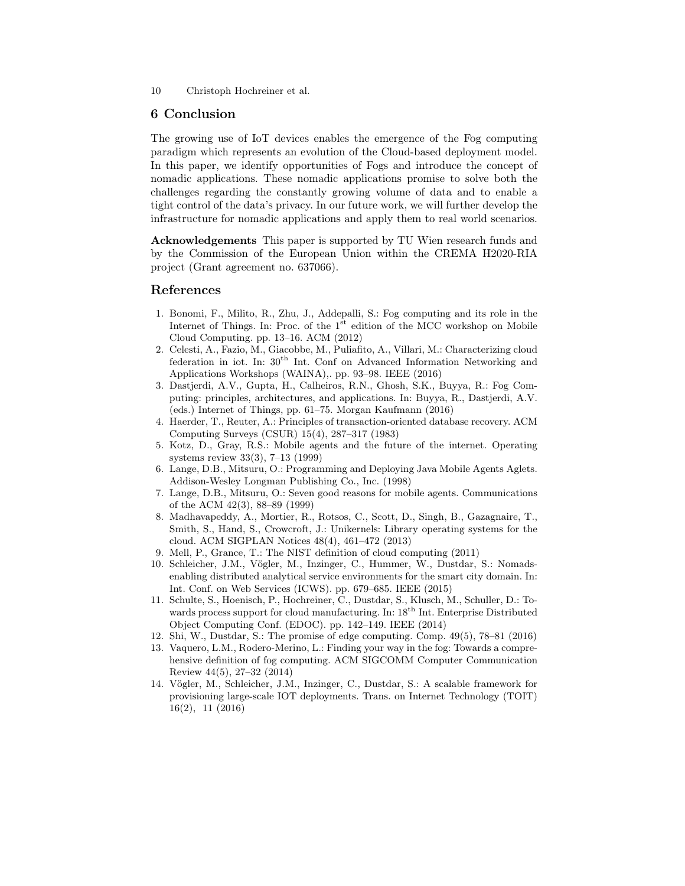## 6 Conclusion

The growing use of IoT devices enables the emergence of the Fog computing paradigm which represents an evolution of the Cloud-based deployment model. In this paper, we identify opportunities of Fogs and introduce the concept of nomadic applications. These nomadic applications promise to solve both the challenges regarding the constantly growing volume of data and to enable a tight control of the data's privacy. In our future work, we will further develop the infrastructure for nomadic applications and apply them to real world scenarios.

**Acknowledgements** This paper is supported by TU Wien research funds and by the Commission of the European Union within the CREMA H2020-RIA project (Grant agreement no. 637066).

## References

1. Bonomi, F., Milito, R., Zhu, J., Addepalli, S.: Fog computing and its role in the Internet of Things. In: Proc. of the 1st edition of the MCC workshop on Mobile Cloud Computing. pp. 13–16. ACM (2012)
2. Celesti, A., Fazio, M., Giacobbe, M., Puliafito, A., Villari, M.: Characterizing cloud federation in iot. In: 30th Int. Conf on Advanced Information Networking and Applications Workshops (WAINA),. pp. 93–98. IEEE (2016)
3. Dastjerdi, A.V., Gupta, H., Calheiros, R.N., Ghosh, S.K., Buyya, R.: Fog Computing: principles, architectures, and applications. In: Buyya, R., Dastjerdi, A.V. (eds.) Internet of Things, pp. 61–75. Morgan Kaufmann (2016)
4. Haerder, T., Reuter, A.: Principles of transaction-oriented database recovery. ACM Computing Surveys (CSUR) 15(4), 287–317 (1983)
5. Kotz, D., Gray, R.S.: Mobile agents and the future of the internet. Operating systems review 33(3), 7–13 (1999)
6. Lange, D.B., Mitsuru, O.: Programming and Deploying Java Mobile Agents Aglets. Addison-Wesley Longman Publishing Co., Inc. (1998)
7. Lange, D.B., Mitsuru, O.: Seven good reasons for mobile agents. Communications of the ACM 42(3), 88–89 (1999)
8. Madhavapeddy, A., Mortier, R., Rotsos, C., Scott, D., Singh, B., Gazagnaire, T., Smith, S., Hand, S., Crowcroft, J.: Unikernels: Library operating systems for the cloud. ACM SIGPLAN Notices 48(4), 461–472 (2013)
9. Mell, P., Grance, T.: The NIST definition of cloud computing (2011)
10. Schleicher, J.M., Vögler, M., Inzinger, C., Hummer, W., Dustdar, S.: Nomads-enabling distributed analytical service environments for the smart city domain. In: Int. Conf. on Web Services (ICWS). pp. 679–685. IEEE (2015)
11. Schulte, S., Hoenisch, P., Hochreiner, C., Dustdar, S., Klusch, M., Schuller, D.: Towards process support for cloud manufacturing. In: 18th Int. Enterprise Distributed Object Computing Conf. (EDOC). pp. 142–149. IEEE (2014)
12. Shi, W., Dustdar, S.: The promise of edge computing. Comp. 49(5), 78–81 (2016)
13. Vaquero, L.M., Rodero-Merino, L.: Finding your way in the fog: Towards a comprehensive definition of fog computing. ACM SIGCOMM Computer Communication Review 44(5), 27–32 (2014)
14. Vögler, M., Schleicher, J.M., Inzinger, C., Dustdar, S.: A scalable framework for provisioning large-scale IOT deployments. Trans. on Internet Technology (TOIT) 16(2), 11 (2016)